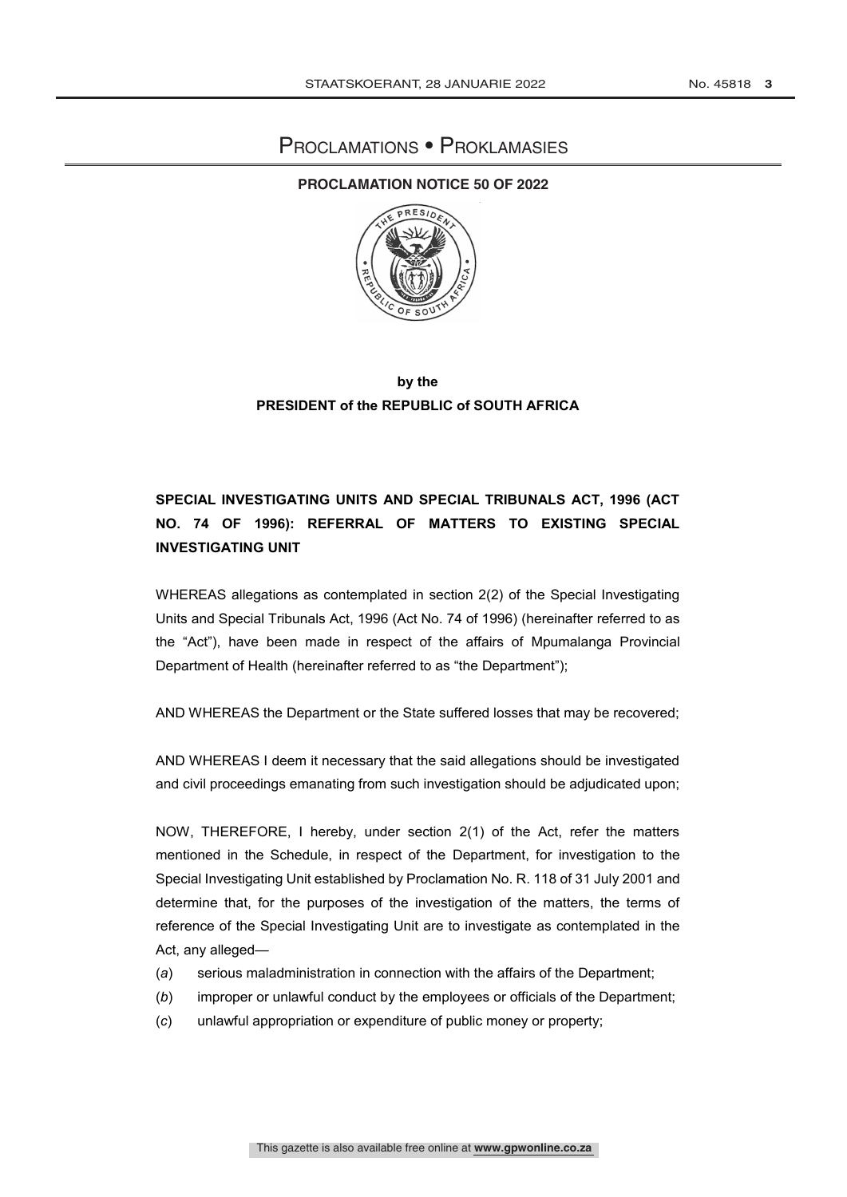# PROCLAMATIONS • PROKLAMASIES

## PROCLAMATION NOTICE 50 OF 2022

**by the**
**PRESIDENT of the REPUBLIC of SOUTH AFRICA**

**SPECIAL INVESTIGATING UNITS AND SPECIAL TRIBUNALS ACT, 1996 (ACT NO. 74 OF 1996): REFERRAL OF MATTERS TO EXISTING SPECIAL INVESTIGATING UNIT**

WHEREAS allegations as contemplated in section 2(2) of the Special Investigating Units and Special Tribunals Act, 1996 (Act No. 74 of 1996) (hereinafter referred to as the "Act"), have been made in respect of the affairs of Mpumalanga Provincial Department of Health (hereinafter referred to as "the Department");

AND WHEREAS the Department or the State suffered losses that may be recovered;

AND WHEREAS I deem it necessary that the said allegations should be investigated and civil proceedings emanating from such investigation should be adjudicated upon;

NOW, THEREFORE, I hereby, under section 2(1) of the Act, refer the matters mentioned in the Schedule, in respect of the Department, for investigation to the Special Investigating Unit established by Proclamation No. R. 118 of 31 July 2001 and determine that, for the purposes of the investigation of the matters, the terms of reference of the Special Investigating Unit are to investigate as contemplated in the Act, any alleged—

(*a*) serious maladministration in connection with the affairs of the Department;

(*b*) improper or unlawful conduct by the employees or officials of the Department;

(*c*) unlawful appropriation or expenditure of public money or property;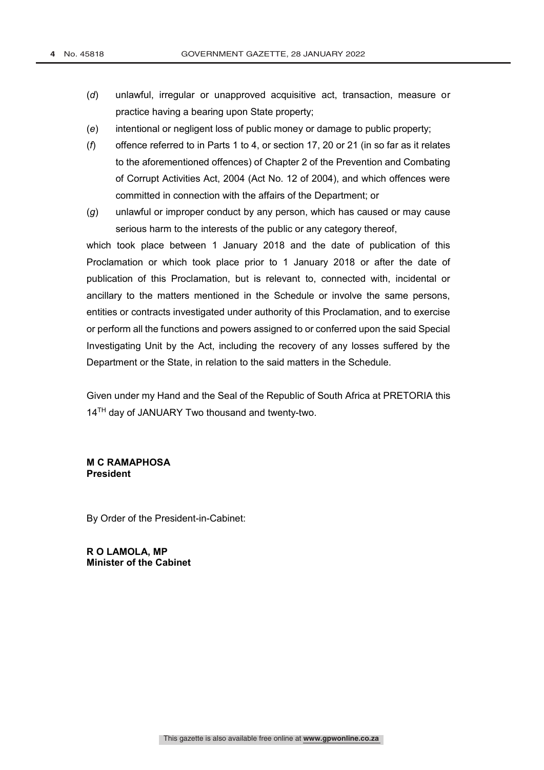(*d*) unlawful, irregular or unapproved acquisitive act, transaction, measure or practice having a bearing upon State property;

(*e*) intentional or negligent loss of public money or damage to public property;

(*f*) offence referred to in Parts 1 to 4, or section 17, 20 or 21 (in so far as it relates to the aforementioned offences) of Chapter 2 of the Prevention and Combating of Corrupt Activities Act, 2004 (Act No. 12 of 2004), and which offences were committed in connection with the affairs of the Department; or

(*g*) unlawful or improper conduct by any person, which has caused or may cause serious harm to the interests of the public or any category thereof,

which took place between 1 January 2018 and the date of publication of this Proclamation or which took place prior to 1 January 2018 or after the date of publication of this Proclamation, but is relevant to, connected with, incidental or ancillary to the matters mentioned in the Schedule or involve the same persons, entities or contracts investigated under authority of this Proclamation, and to exercise or perform all the functions and powers assigned to or conferred upon the said Special Investigating Unit by the Act, including the recovery of any losses suffered by the Department or the State, in relation to the said matters in the Schedule.

Given under my Hand and the Seal of the Republic of South Africa at PRETORIA this 14TH day of JANUARY Two thousand and twenty-two.

**M C RAMAPHOSA**
**President**

By Order of the President-in-Cabinet:

**R O LAMOLA, MP**
**Minister of the Cabinet**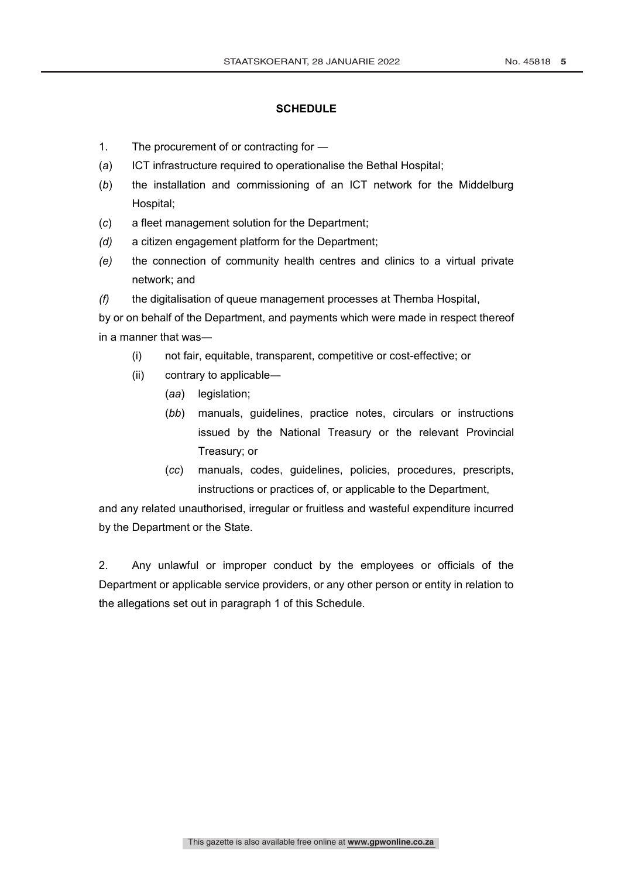## SCHEDULE

1. The procurement of or contracting for —

(*a*) ICT infrastructure required to operationalise the Bethal Hospital;

(*b*) the installation and commissioning of an ICT network for the Middelburg Hospital;

(*c*) a fleet management solution for the Department;

*(d)* a citizen engagement platform for the Department;

*(e)* the connection of community health centres and clinics to a virtual private network; and

*(f)* the digitalisation of queue management processes at Themba Hospital,

by or on behalf of the Department, and payments which were made in respect thereof in a manner that was—

- (i) not fair, equitable, transparent, competitive or cost-effective; or
- (ii) contrary to applicable—
  - (*aa*) legislation;
  - (*bb*) manuals, guidelines, practice notes, circulars or instructions issued by the National Treasury or the relevant Provincial Treasury; or
  - (*cc*) manuals, codes, guidelines, policies, procedures, prescripts, instructions or practices of, or applicable to the Department,

and any related unauthorised, irregular or fruitless and wasteful expenditure incurred by the Department or the State.

2. Any unlawful or improper conduct by the employees or officials of the Department or applicable service providers, or any other person or entity in relation to the allegations set out in paragraph 1 of this Schedule.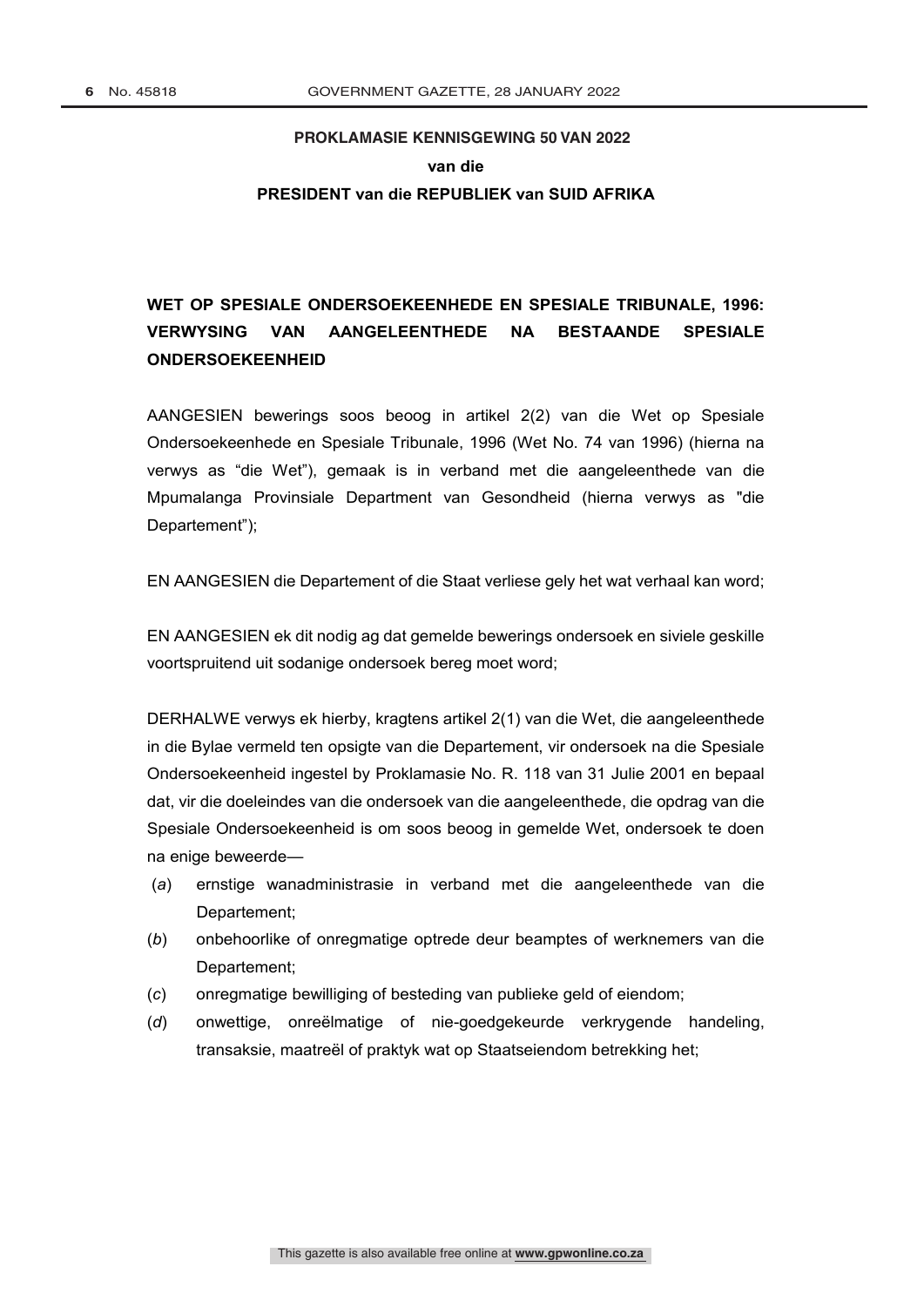**PROKLAMASIE KENNISGEWING 50 VAN 2022**

**van die**

**PRESIDENT van die REPUBLIEK van SUID AFRIKA**

**WET OP SPESIALE ONDERSOEKEENHEDE EN SPESIALE TRIBUNALE, 1996: VERWYSING VAN AANGELEENTHEDE NA BESTAANDE SPESIALE ONDERSOEKEENHEID**

AANGESIEN bewerings soos beoog in artikel 2(2) van die Wet op Spesiale Ondersoekeenhede en Spesiale Tribunale, 1996 (Wet No. 74 van 1996) (hierna na verwys as "die Wet"), gemaak is in verband met die aangeleenthede van die Mpumalanga Provinsiale Department van Gesondheid (hierna verwys as "die Departement");

EN AANGESIEN die Departement of die Staat verliese gely het wat verhaal kan word;

EN AANGESIEN ek dit nodig ag dat gemelde bewerings ondersoek en siviele geskille voortspruitend uit sodanige ondersoek bereg moet word;

DERHALWE verwys ek hierby, kragtens artikel 2(1) van die Wet, die aangeleenthede in die Bylae vermeld ten opsigte van die Departement, vir ondersoek na die Spesiale Ondersoekeenheid ingestel by Proklamasie No. R. 118 van 31 Julie 2001 en bepaal dat, vir die doeleindes van die ondersoek van die aangeleenthede, die opdrag van die Spesiale Ondersoekeenheid is om soos beoog in gemelde Wet, ondersoek te doen na enige beweerde—

(*a*) ernstige wanadministrasie in verband met die aangeleenthede van die Departement;

(*b*) onbehoorlike of onregmatige optrede deur beamptes of werknemers van die Departement;

(*c*) onregmatige bewilliging of besteding van publieke geld of eiendom;

(*d*) onwettige, onreëlmatige of nie-goedgekeurde verkrygende handeling, transaksie, maatreël of praktyk wat op Staatseiendom betrekking het;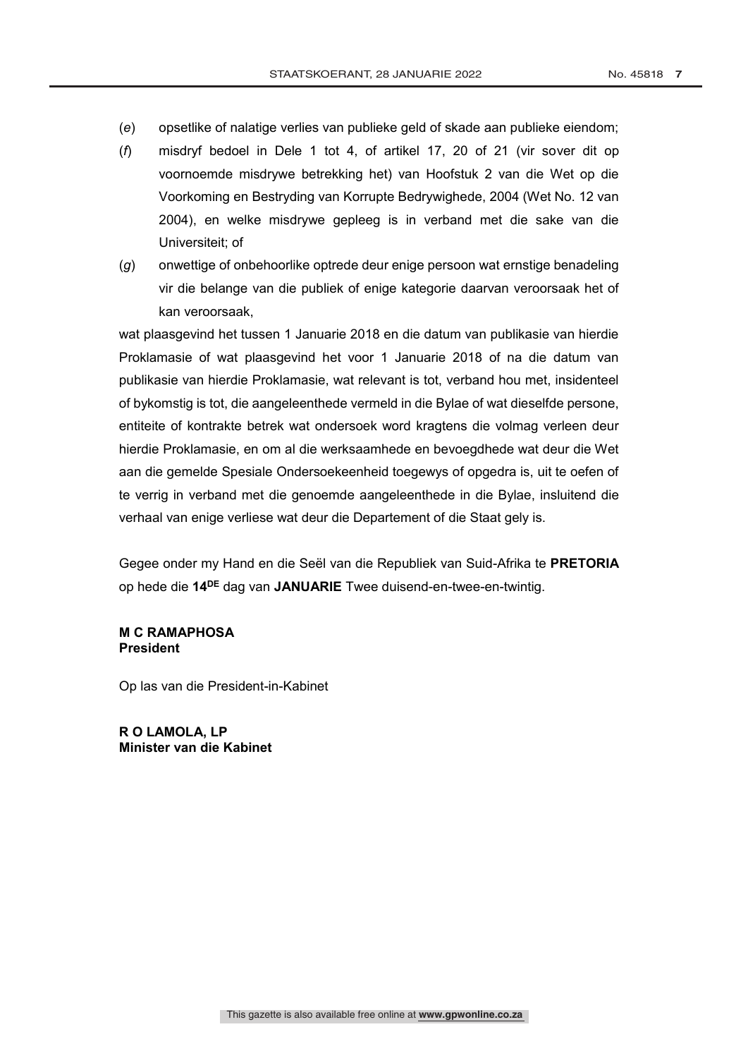(*e*) opsetlike of nalatige verlies van publieke geld of skade aan publieke eiendom;

(*f*) misdryf bedoel in Dele 1 tot 4, of artikel 17, 20 of 21 (vir sover dit op voornoemde misdrywe betrekking het) van Hoofstuk 2 van die Wet op die Voorkoming en Bestryding van Korrupte Bedrywighede, 2004 (Wet No. 12 van 2004), en welke misdrywe gepleeg is in verband met die sake van die Universiteit; of

(*g*) onwettige of onbehoorlike optrede deur enige persoon wat ernstige benadeling vir die belange van die publiek of enige kategorie daarvan veroorsaak het of kan veroorsaak,

wat plaasgevind het tussen 1 Januarie 2018 en die datum van publikasie van hierdie Proklamasie of wat plaasgevind het voor 1 Januarie 2018 of na die datum van publikasie van hierdie Proklamasie, wat relevant is tot, verband hou met, insidenteel of bykomstig is tot, die aangeleenthede vermeld in die Bylae of wat dieselfde persone, entiteite of kontrakte betrek wat ondersoek word kragtens die volmag verleen deur hierdie Proklamasie, en om al die werksaamhede en bevoegdhede wat deur die Wet aan die gemelde Spesiale Ondersoekeenheid toegewys of opgedra is, uit te oefen of te verrig in verband met die genoemde aangeleenthede in die Bylae, insluitend die verhaal van enige verliese wat deur die Departement of die Staat gely is.

Gegee onder my Hand en die Seël van die Republiek van Suid-Afrika te **PRETORIA** op hede die **14[DE]** dag van **JANUARIE** Twee duisend-en-twee-en-twintig.

**M C RAMAPHOSA**
**President**

Op las van die President-in-Kabinet

**R O LAMOLA, LP**
**Minister van die Kabinet**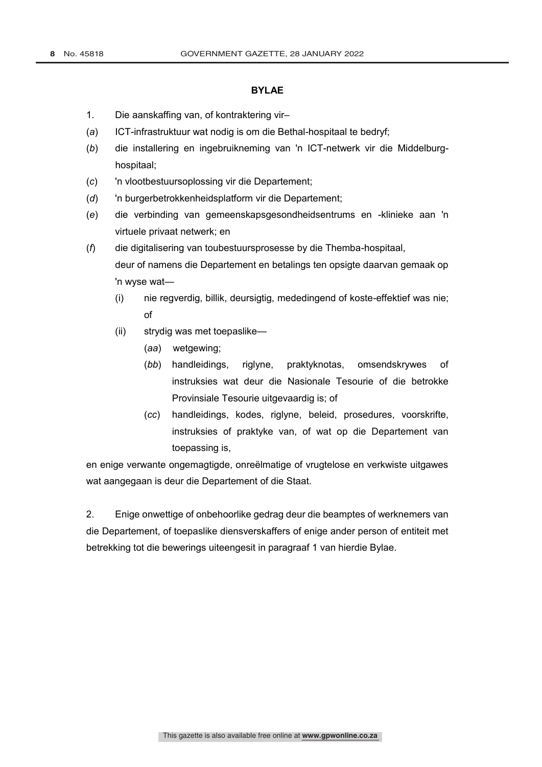**BYLAE**

1. Die aanskaffing van, of kontraktering vir–

(*a*) ICT-infrastruktuur wat nodig is om die Bethal-hospitaal te bedryf;

(*b*) die installering en ingebruikneming van 'n ICT-netwerk vir die Middelburg-hospitaal;

(*c*) 'n vlootbestuursoplossing vir die Departement;

(*d*) 'n burgerbetrokkenheidsplatform vir die Departement;

(*e*) die verbinding van gemeenskapsgesondheidsentrums en -klinieke aan 'n virtuele privaat netwerk; en

(*f*) die digitalisering van toubestuursprosesse by die Themba-hospitaal,

deur of namens die Departement en betalings ten opsigte daarvan gemaak op 'n wyse wat—

(i) nie regverdig, billik, deursigtig, mededingend of koste-effektief was nie; of

(ii) strydig was met toepaslike—

(*aa*) wetgewing;

(*bb*) handleidings, riglyne, praktyknotas, omsendskrywes of instruksies wat deur die Nasionale Tesourie of die betrokke Provinsiale Tesourie uitgevaardig is; of

(*cc*) handleidings, kodes, riglyne, beleid, prosedures, voorskrifte, instruksies of praktyke van, of wat op die Departement van toepassing is,

en enige verwante ongemagtigde, onreëlmatige of vrugtelose en verkwiste uitgawes wat aangegaan is deur die Departement of die Staat.

2. Enige onwettige of onbehoorlike gedrag deur die beamptes of werknemers van die Departement, of toepaslike diensverskaffers of enige ander person of entiteit met betrekking tot die bewerings uiteengesit in paragraaf 1 van hierdie Bylae.